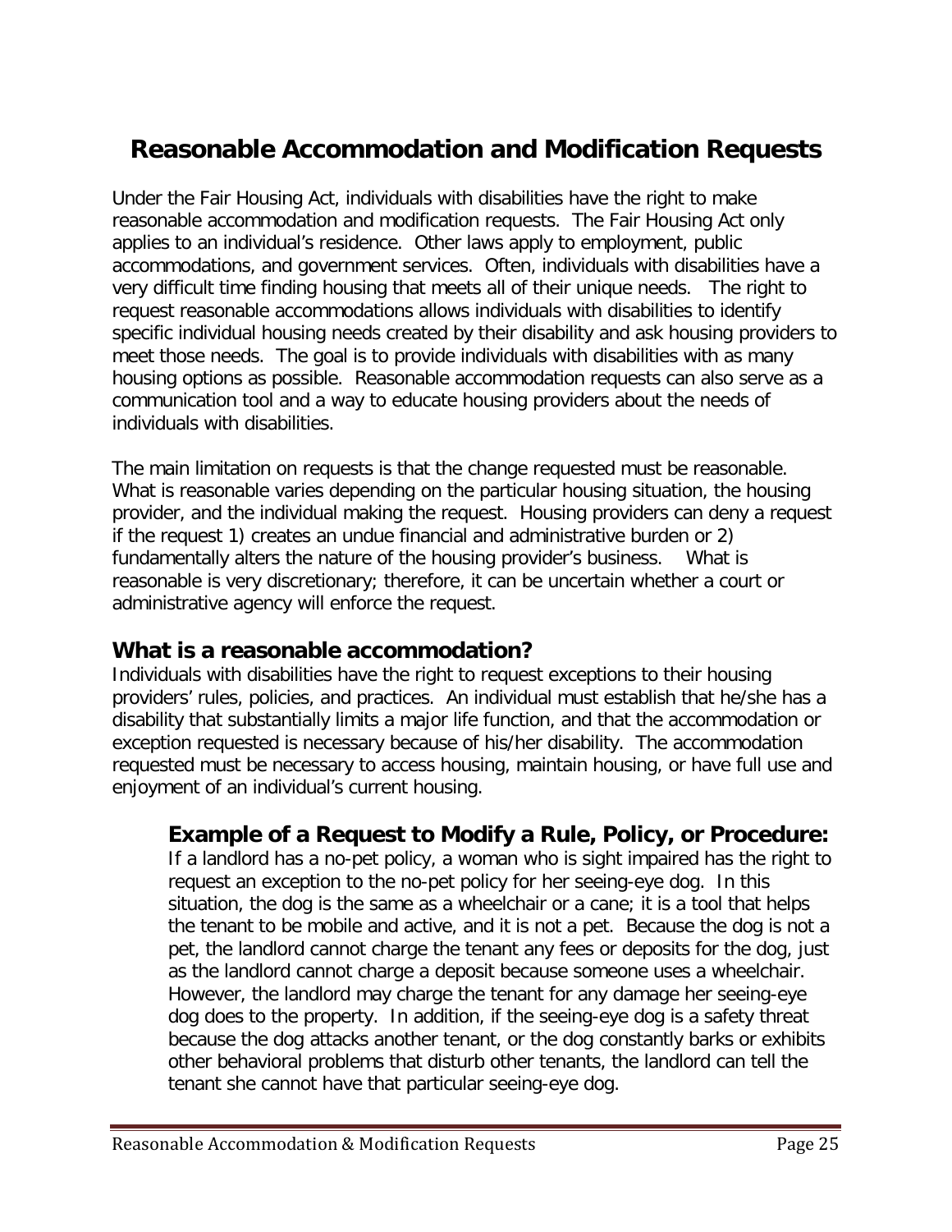# Reasonable Accommodation and Modification Requests

Under the Fair Housing Act, individuals with disabilities have the right to make reasonable accommodation and modification requests. The Fair Housing Act only applies to an individual's residence. Other laws apply to employment, public accommodations, and government services. Often, individuals with disabilities have a very difficult time finding housing that meets all of their unique needs. The right to request reasonable accommodations allows individuals with disabilities to identify specific individual housing needs created by their disability and ask housing providers to meet those needs. The goal is to provide individuals with disabilities with as many housing options as possible. Reasonable accommodation requests can also serve as a communication tool and a way to educate housing providers about the needs of individuals with disabilities.

The main limitation on requests is that the change requested must be reasonable. What is reasonable varies depending on the particular housing situation, the housing provider, and the individual making the request. Housing providers can deny a request if the request 1) creates an undue financial and administrative burden or 2) fundamentally alters the nature of the housing provider's business. What is reasonable is very discretionary; therefore, it can be uncertain whether a court or administrative agency will enforce the request.

## What is a reasonable accommodation?

Individuals with disabilities have the right to request exceptions to their housing providers' rules, policies, and practices. An individual must establish that he/she has a disability that substantially limits a major life function, and that the accommodation or exception requested is necessary because of his/her disability. The accommodation requested must be necessary to access housing, maintain housing, or have full use and enjoyment of an individual's current housing.

### Example of a Request to Modify a Rule, Policy, or Procedure:

If a landlord has a no-pet policy, a woman who is sight impaired has the right to request an exception to the no-pet policy for her seeing-eye dog. In this situation, the dog is the same as a wheelchair or a cane; it is a tool that helps the tenant to be mobile and active, and it is not a pet. Because the dog is not a pet, the landlord cannot charge the tenant any fees or deposits for the dog, just as the landlord cannot charge a deposit because someone uses a wheelchair. However, the landlord may charge the tenant for any damage her seeing-eye dog does to the property. In addition, if the seeing-eye dog is a safety threat because the dog attacks another tenant, or the dog constantly barks or exhibits other behavioral problems that disturb other tenants, the landlord can tell the tenant she cannot have that particular seeing-eye dog.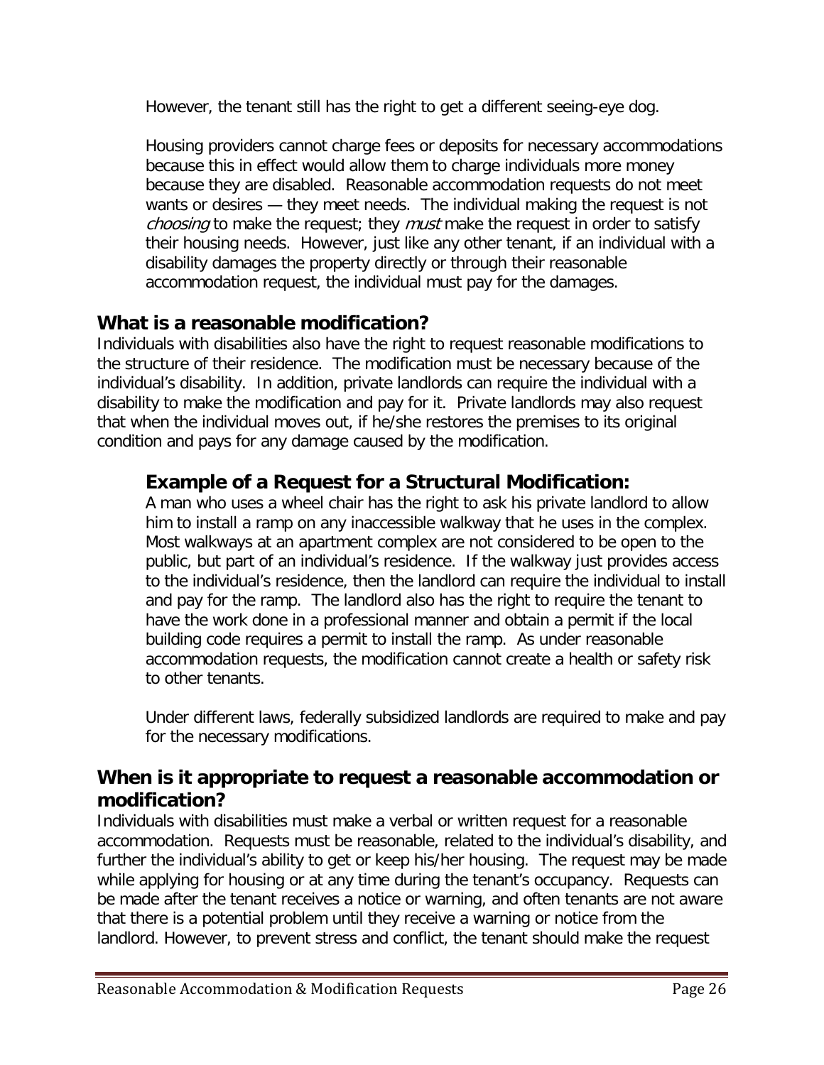However, the tenant still has the right to get a different seeing-eye dog.

Housing providers cannot charge fees or deposits for necessary accommodations because this in effect would allow them to charge individuals more money because they are disabled. Reasonable accommodation requests do not meet wants or desires — they meet needs. The individual making the request is not *choosing* to make the request; they *must* make the request in order to satisfy their housing needs. However, just like any other tenant, if an individual with a disability damages the property directly or through their reasonable accommodation request, the individual must pay for the damages.

## What is a reasonable modification?

Individuals with disabilities also have the right to request reasonable modifications to the structure of their residence. The modification must be necessary because of the individual's disability. In addition, private landlords can require the individual with a disability to make the modification and pay for it. Private landlords may also request that when the individual moves out, if he/she restores the premises to its original condition and pays for any damage caused by the modification.

### Example of a Request for a Structural Modification:

A man who uses a wheel chair has the right to ask his private landlord to allow him to install a ramp on any inaccessible walkway that he uses in the complex. Most walkways at an apartment complex are not considered to be open to the public, but part of an individual's residence. If the walkway just provides access to the individual's residence, then the landlord can require the individual to install and pay for the ramp. The landlord also has the right to require the tenant to have the work done in a professional manner and obtain a permit if the local building code requires a permit to install the ramp. As under reasonable accommodation requests, the modification cannot create a health or safety risk to other tenants.

Under different laws, federally subsidized landlords are required to make and pay for the necessary modifications.

## When is it appropriate to request a reasonable accommodation or modification?

Individuals with disabilities must make a verbal or written request for a reasonable accommodation. Requests must be reasonable, related to the individual's disability, and further the individual's ability to get or keep his/her housing. The request may be made while applying for housing or at any time during the tenant's occupancy. Requests can be made after the tenant receives a notice or warning, and often tenants are not aware that there is a potential problem until they receive a warning or notice from the landlord. However, to prevent stress and conflict, the tenant should make the request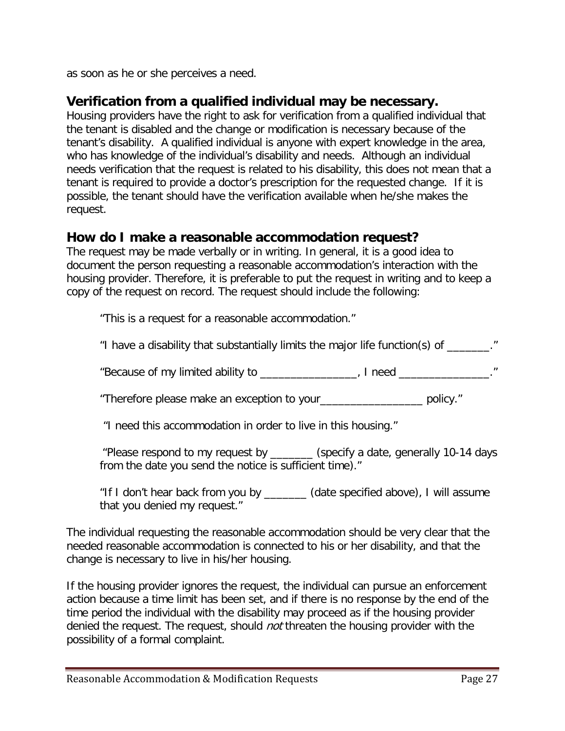as soon as he or she perceives a need.

## Verification from a qualified individual may be necessary.

Housing providers have the right to ask for verification from a qualified individual that the tenant is disabled and the change or modification is necessary because of the tenant's disability. A qualified individual is anyone with expert knowledge in the area, who has knowledge of the individual's disability and needs. Although an individual needs verification that the request is related to his disability, this does not mean that a tenant is required to provide a doctor's prescription for the requested change. If it is possible, the tenant should have the verification available when he/she makes the request.

## How do I make a reasonable accommodation request?

The request may be made verbally or in writing. In general, it is a good idea to document the person requesting a reasonable accommodation's interaction with the housing provider. Therefore, it is preferable to put the request in writing and to keep a copy of the request on record. The request should include the following:

> "This is a request for a reasonable accommodation."
>
> "I have a disability that substantially limits the major life function(s) of _______."
>
> "Because of my limited ability to ________________, I need _______________."
>
> "Therefore please make an exception to your_________________ policy."
>
> "I need this accommodation in order to live in this housing."
>
> "Please respond to my request by _______ (specify a date, generally 10-14 days from the date you send the notice is sufficient time)."
>
> "If I don't hear back from you by _______ (date specified above), I will assume that you denied my request."

The individual requesting the reasonable accommodation should be very clear that the needed reasonable accommodation is connected to his or her disability, and that the change is necessary to live in his/her housing.

If the housing provider ignores the request, the individual can pursue an enforcement action because a time limit has been set, and if there is no response by the end of the time period the individual with the disability may proceed as if the housing provider denied the request. The request, should *not* threaten the housing provider with the possibility of a formal complaint.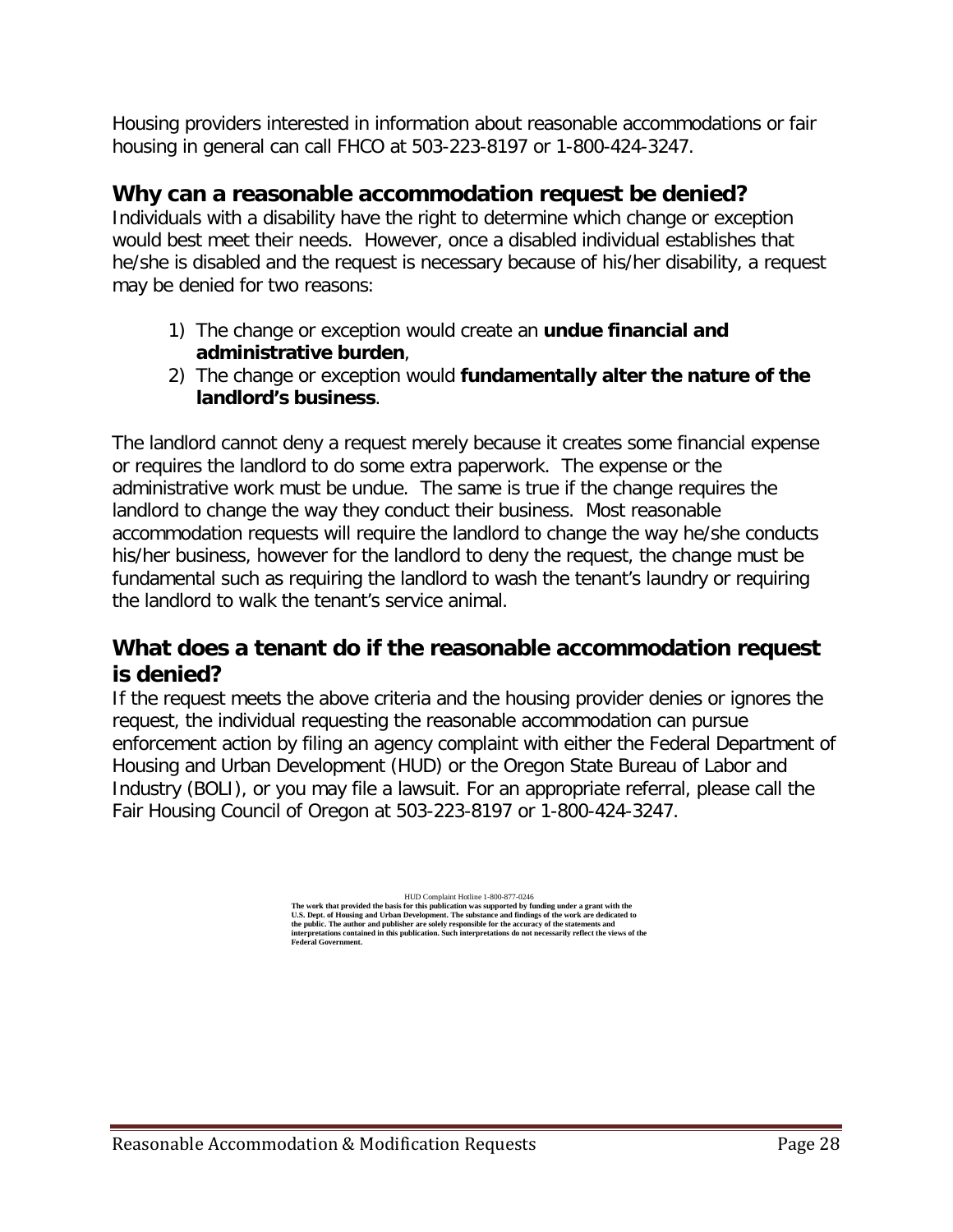Housing providers interested in information about reasonable accommodations or fair housing in general can call FHCO at 503-223-8197 or 1-800-424-3247.

## Why can a reasonable accommodation request be denied?

Individuals with a disability have the right to determine which change or exception would best meet their needs. However, once a disabled individual establishes that he/she is disabled and the request is necessary because of his/her disability, a request may be denied for two reasons:

1) The change or exception would create an **undue financial and administrative burden**,
2) The change or exception would **fundamentally alter the nature of the landlord's business**.

The landlord cannot deny a request merely because it creates some financial expense or requires the landlord to do some extra paperwork. The expense or the administrative work must be undue. The same is true if the change requires the landlord to change the way they conduct their business. Most reasonable accommodation requests will require the landlord to change the way he/she conducts his/her business, however for the landlord to deny the request, the change must be fundamental such as requiring the landlord to wash the tenant's laundry or requiring the landlord to walk the tenant's service animal.

## What does a tenant do if the reasonable accommodation request is denied?

If the request meets the above criteria and the housing provider denies or ignores the request, the individual requesting the reasonable accommodation can pursue enforcement action by filing an agency complaint with either the Federal Department of Housing and Urban Development (HUD) or the Oregon State Bureau of Labor and Industry (BOLI), or you may file a lawsuit. For an appropriate referral, please call the Fair Housing Council of Oregon at 503-223-8197 or 1-800-424-3247.

HUD Complaint Hotline 1-800-877-0246

**The work that provided the basis for this publication was supported by funding under a grant with the U.S. Dept. of Housing and Urban Development. The substance and findings of the work are dedicated to the public. The author and publisher are solely responsible for the accuracy of the statements and interpretations contained in this publication. Such interpretations do not necessarily reflect the views of the Federal Government.**